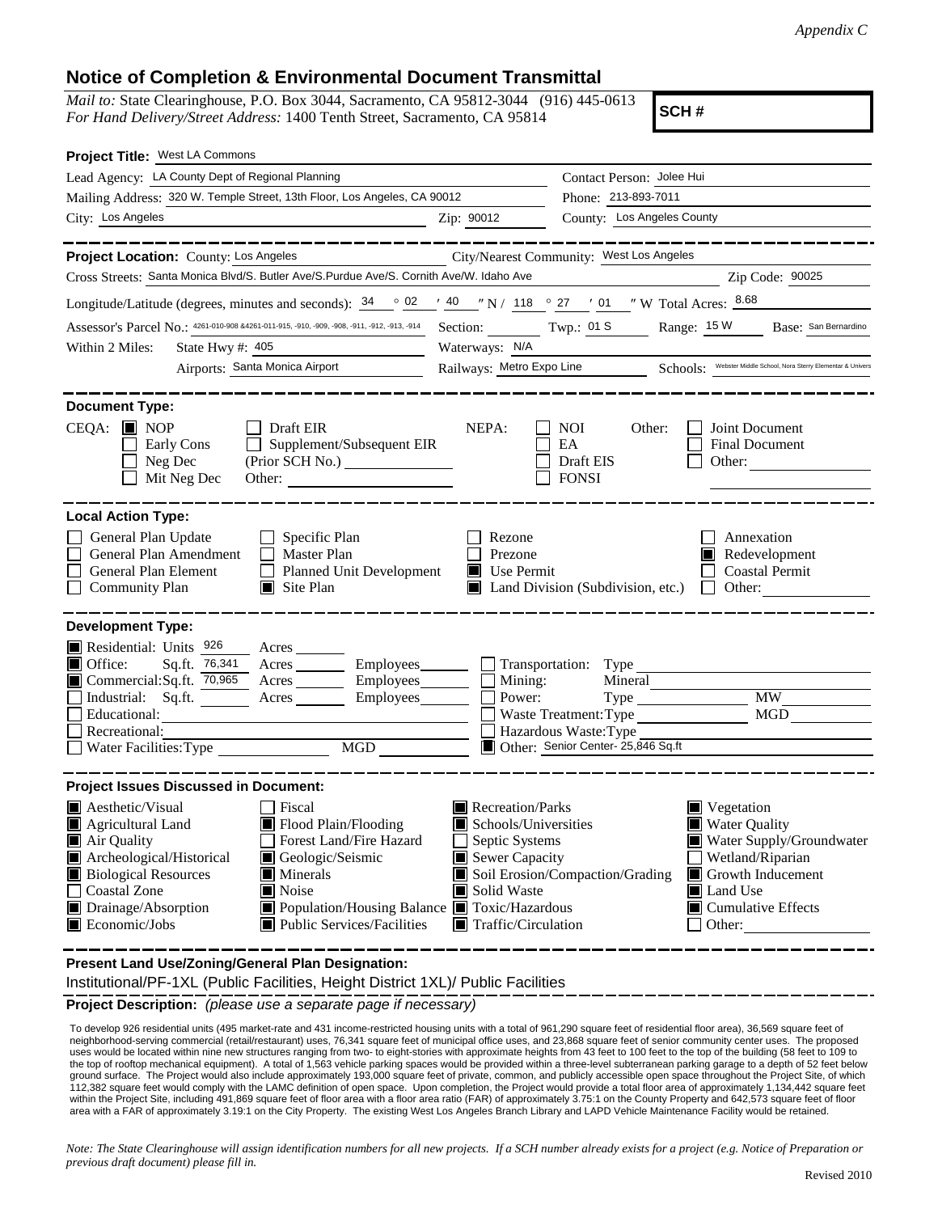*Appendix C*

# Notice of Completion & Environmental Document Transmittal

*Mail to:* State Clearinghouse, P.O. Box 3044, Sacramento, CA 95812-3044 (916) 445-0613
*For Hand Delivery/Street Address:* 1400 Tenth Street, Sacramento, CA 95814

**SCH #**

**Project Title:** West LA Commons

Lead Agency: LA County Dept of Regional Planning
Contact Person: Jolee Hui
Mailing Address: 320 W. Temple Street, 13th Floor, Los Angeles, CA 90012
Phone: 213-893-7011
City: Los Angeles
Zip: 90012
County: Los Angeles County

---

**Project Location:** County: Los Angeles
City/Nearest Community: West Los Angeles
Cross Streets: Santa Monica Blvd/S. Butler Ave/S.Purdue Ave/S. Cornith Ave/W. Idaho Ave
Zip Code: 90025
Longitude/Latitude (degrees, minutes and seconds): 34 ° 02 ′ 40 ″ N / 118 ° 27 ′ 01 ″ W Total Acres: 8.68
Assessor's Parcel No.: 4261-010-908 &4261-011-915, -910, -909, -908, -911, -912, -913, -914
Section: ______ Twp.: 01 S Range: 15 W Base: San Bernardino
Within 2 Miles: State Hwy #: 405
Waterways: N/A
Airports: Santa Monica Airport
Railways: Metro Expo Line
Schools: Webster Middle School, Nora Sterry Elementary & Univers

---

**Document Type:**

CEQA: ■ NOP ☐ Early Cons ☐ Neg Dec ☐ Mit Neg Dec ☐ Draft EIR ☐ Supplement/Subsequent EIR (Prior SCH No.) ______ Other: ______

NEPA: ☐ NOI ☐ EA ☐ Draft EIS ☐ FONSI

Other: ☐ Joint Document ☐ Final Document ☐ Other: ______

---

**Local Action Type:**

☐ General Plan Update
☐ General Plan Amendment
☐ General Plan Element
☐ Community Plan
☐ Specific Plan
☐ Master Plan
☐ Planned Unit Development
■ Site Plan
☐ Rezone
☐ Prezone
■ Use Permit
■ Land Division (Subdivision, etc.)
☐ Annexation
■ Redevelopment
☐ Coastal Permit
☐ Other: ______

---

**Development Type:**

■ Residential: Units 926 Acres ______
■ Office: Sq.ft. 76,341 Acres ______ Employees ______
■ Commercial: Sq.ft. 70,965 Acres ______ Employees ______
☐ Industrial: Sq.ft. ______ Acres ______ Employees ______
☐ Educational: ______
☐ Recreational: ______
☐ Water Facilities: Type ______ MGD ______
☐ Transportation: Type ______
☐ Mining: Mineral ______
☐ Power: Type ______ MW ______
☐ Waste Treatment: Type ______ MGD ______
☐ Hazardous Waste: Type ______
■ Other: Senior Center- 25,846 Sq.ft

---

**Project Issues Discussed in Document:**

■ Aesthetic/Visual
■ Agricultural Land
■ Air Quality
■ Archeological/Historical
■ Biological Resources
☐ Coastal Zone
■ Drainage/Absorption
■ Economic/Jobs
☐ Fiscal
■ Flood Plain/Flooding
☐ Forest Land/Fire Hazard
■ Geologic/Seismic
■ Minerals
■ Noise
■ Population/Housing Balance
■ Public Services/Facilities
■ Recreation/Parks
■ Schools/Universities
☐ Septic Systems
■ Sewer Capacity
■ Soil Erosion/Compaction/Grading
■ Solid Waste
■ Toxic/Hazardous
■ Traffic/Circulation
■ Vegetation
■ Water Quality
■ Water Supply/Groundwater
☐ Wetland/Riparian
■ Growth Inducement
■ Land Use
■ Cumulative Effects
☐ Other: ______

---

**Present Land Use/Zoning/General Plan Designation:**

Institutional/PF-1XL (Public Facilities, Height District 1XL)/ Public Facilities

**Project Description:** *(please use a separate page if necessary)*

To develop 926 residential units (495 market-rate and 431 income-restricted housing units with a total of 961,290 square feet of residential floor area), 36,569 square feet of neighborhood-serving commercial (retail/restaurant) uses, 76,341 square feet of municipal office uses, and 23,868 square feet of senior community center uses. The proposed uses would be located within nine new structures ranging from two- to eight-stories with approximate heights from 43 feet to 100 feet to the top of the building (58 feet to 109 to the top of rooftop mechanical equipment). A total of 1,563 vehicle parking spaces would be provided within a three-level subterranean parking garage to a depth of 52 feet below ground surface. The Project would also include approximately 193,000 square feet of private, common, and publicly accessible open space throughout the Project Site, of which 112,382 square feet would comply with the LAMC definition of open space. Upon completion, the Project would provide a total floor area of approximately 1,134,442 square feet within the Project Site, including 491,869 square feet of floor area with a floor area ratio (FAR) of approximately 3.75:1 on the County Property and 642,573 square feet of floor area with a FAR of approximately 3.19:1 on the City Property. The existing West Los Angeles Branch Library and LAPD Vehicle Maintenance Facility would be retained.

*Note: The State Clearinghouse will assign identification numbers for all new projects. If a SCH number already exists for a project (e.g. Notice of Preparation or previous draft document) please fill in.*

Revised 2010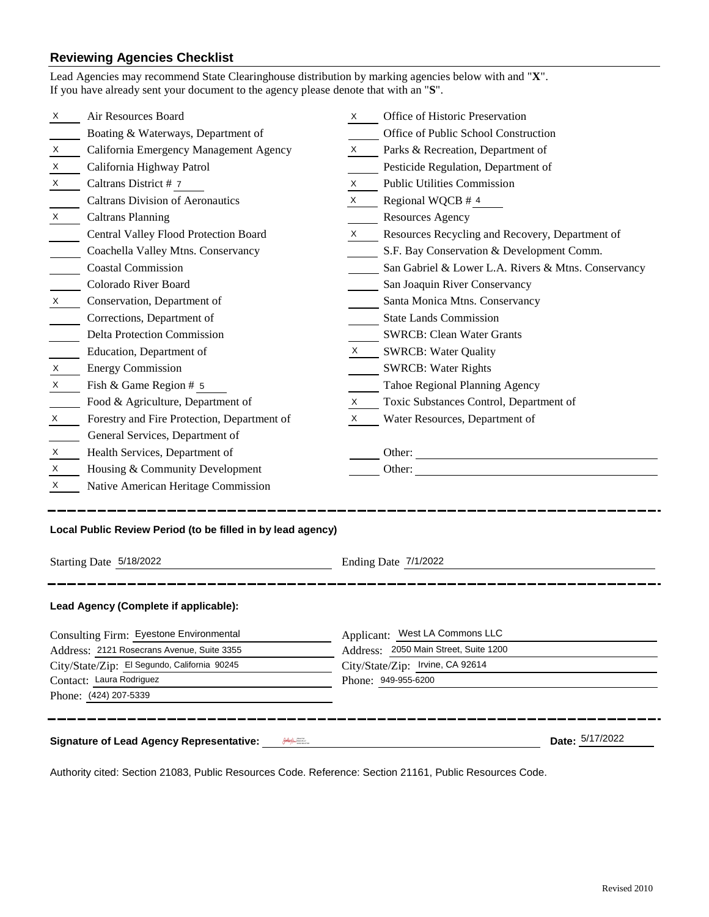## Reviewing Agencies Checklist

Lead Agencies may recommend State Clearinghouse distribution by marking agencies below with and "**X**".
If you have already sent your document to the agency please denote that with an "**S**".

| | | | |
|---|---|---|---|
| X | Air Resources Board | X | Office of Historic Preservation |
| | Boating & Waterways, Department of | | Office of Public School Construction |
| X | California Emergency Management Agency | X | Parks & Recreation, Department of |
| X | California Highway Patrol | | Pesticide Regulation, Department of |
| X | Caltrans District # 7 | X | Public Utilities Commission |
| | Caltrans Division of Aeronautics | X | Regional WQCB # 4 |
| X | Caltrans Planning | | Resources Agency |
| | Central Valley Flood Protection Board | X | Resources Recycling and Recovery, Department of |
| | Coachella Valley Mtns. Conservancy | | S.F. Bay Conservation & Development Comm. |
| | Coastal Commission | | San Gabriel & Lower L.A. Rivers & Mtns. Conservancy |
| | Colorado River Board | | San Joaquin River Conservancy |
| X | Conservation, Department of | | Santa Monica Mtns. Conservancy |
| | Corrections, Department of | | State Lands Commission |
| | Delta Protection Commission | | SWRCB: Clean Water Grants |
| | Education, Department of | X | SWRCB: Water Quality |
| X | Energy Commission | | SWRCB: Water Rights |
| X | Fish & Game Region # 5 | | Tahoe Regional Planning Agency |
| | Food & Agriculture, Department of | X | Toxic Substances Control, Department of |
| X | Forestry and Fire Protection, Department of | X | Water Resources, Department of |
| | General Services, Department of | | |
| X | Health Services, Department of | | Other: |
| X | Housing & Community Development | | Other: |
| X | Native American Heritage Commission | | |

**Local Public Review Period (to be filled in by lead agency)**

Starting Date 5/18/2022

Ending Date 7/1/2022

**Lead Agency (Complete if applicable):**

Consulting Firm: Eyestone Environmental
Address: 2121 Rosecrans Avenue, Suite 3355
City/State/Zip: El Segundo, California 90245
Contact: Laura Rodriguez
Phone: (424) 207-5339

Applicant: West LA Commons LLC
Address: 2050 Main Street, Suite 1200
City/State/Zip: Irvine, CA 92614
Phone: 949-955-6200

**Signature of Lead Agency Representative:**

**Date:** 5/17/2022

Authority cited: Section 21083, Public Resources Code. Reference: Section 21161, Public Resources Code.

Revised 2010